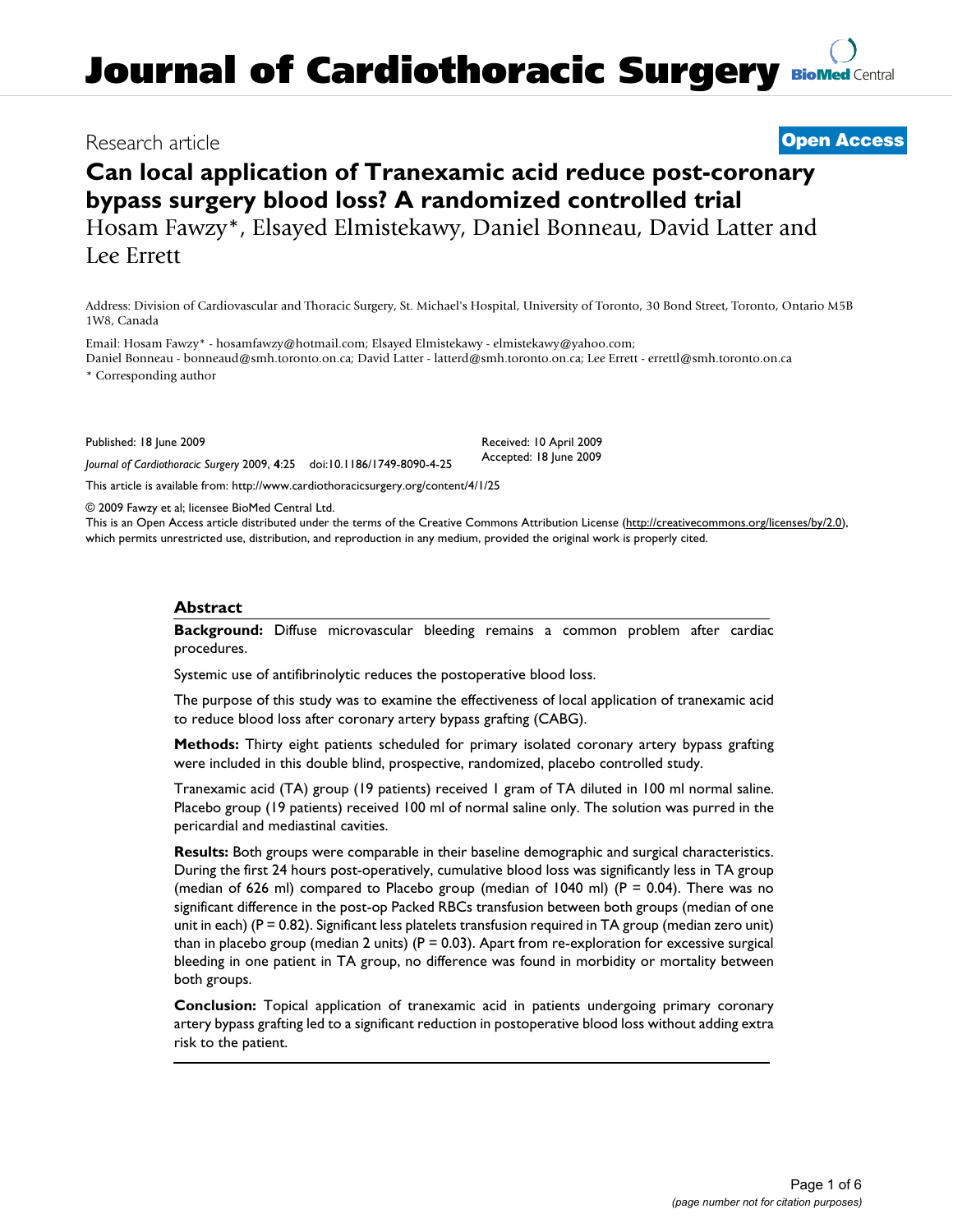Research article

**Open Access**

# Can local application of Tranexamic acid reduce post-coronary bypass surgery blood loss? A randomized controlled trial

Hosam Fawzy*, Elsayed Elmistekawy, Daniel Bonneau, David Latter and Lee Errett

Address: Division of Cardiovascular and Thoracic Surgery, St. Michael's Hospital, University of Toronto, 30 Bond Street, Toronto, Ontario M5B 1W8, Canada

Email: Hosam Fawzy* - hosamfawzy@hotmail.com; Elsayed Elmistekawy - elmistekawy@yahoo.com; Daniel Bonneau - bonneaud@smh.toronto.on.ca; David Latter - latterd@smh.toronto.on.ca; Lee Errett - errettl@smh.toronto.on.ca

* Corresponding author

Published: 18 June 2009

*Journal of Cardiothoracic Surgery* 2009, **4**:25 doi:10.1186/1749-8090-4-25

Received: 10 April 2009
Accepted: 18 June 2009

This article is available from: http://www.cardiothoracicsurgery.org/content/4/1/25

© 2009 Fawzy et al; licensee BioMed Central Ltd.
This is an Open Access article distributed under the terms of the Creative Commons Attribution License (http://creativecommons.org/licenses/by/2.0), which permits unrestricted use, distribution, and reproduction in any medium, provided the original work is properly cited.

## Abstract

**Background:** Diffuse microvascular bleeding remains a common problem after cardiac procedures.

Systemic use of antifibrinolytic reduces the postoperative blood loss.

The purpose of this study was to examine the effectiveness of local application of tranexamic acid to reduce blood loss after coronary artery bypass grafting (CABG).

**Methods:** Thirty eight patients scheduled for primary isolated coronary artery bypass grafting were included in this double blind, prospective, randomized, placebo controlled study.

Tranexamic acid (TA) group (19 patients) received 1 gram of TA diluted in 100 ml normal saline. Placebo group (19 patients) received 100 ml of normal saline only. The solution was purred in the pericardial and mediastinal cavities.

**Results:** Both groups were comparable in their baseline demographic and surgical characteristics. During the first 24 hours post-operatively, cumulative blood loss was significantly less in TA group (median of 626 ml) compared to Placebo group (median of 1040 ml) (P = 0.04). There was no significant difference in the post-op Packed RBCs transfusion between both groups (median of one unit in each) (P = 0.82). Significant less platelets transfusion required in TA group (median zero unit) than in placebo group (median 2 units) (P = 0.03). Apart from re-exploration for excessive surgical bleeding in one patient in TA group, no difference was found in morbidity or mortality between both groups.

**Conclusion:** Topical application of tranexamic acid in patients undergoing primary coronary artery bypass grafting led to a significant reduction in postoperative blood loss without adding extra risk to the patient.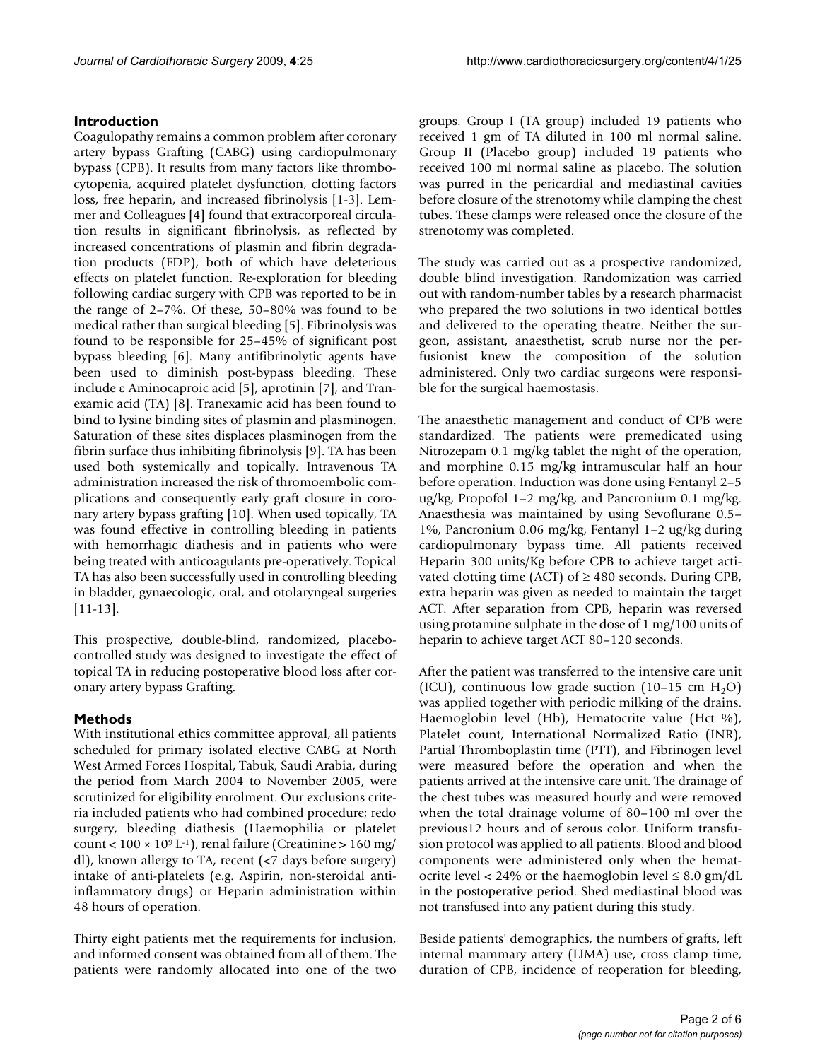## Introduction

Coagulopathy remains a common problem after coronary artery bypass Grafting (CABG) using cardiopulmonary bypass (CPB). It results from many factors like thrombocytopenia, acquired platelet dysfunction, clotting factors loss, free heparin, and increased fibrinolysis [1-3]. Lemmer and Colleagues [4] found that extracorporeal circulation results in significant fibrinolysis, as reflected by increased concentrations of plasmin and fibrin degradation products (FDP), both of which have deleterious effects on platelet function. Re-exploration for bleeding following cardiac surgery with CPB was reported to be in the range of 2–7%. Of these, 50–80% was found to be medical rather than surgical bleeding [5]. Fibrinolysis was found to be responsible for 25–45% of significant post bypass bleeding [6]. Many antifibrinolytic agents have been used to diminish post-bypass bleeding. These include ε Aminocaproic acid [5], aprotinin [7], and Tranexamic acid (TA) [8]. Tranexamic acid has been found to bind to lysine binding sites of plasmin and plasminogen. Saturation of these sites displaces plasminogen from the fibrin surface thus inhibiting fibrinolysis [9]. TA has been used both systemically and topically. Intravenous TA administration increased the risk of thromoembolic complications and consequently early graft closure in coronary artery bypass grafting [10]. When used topically, TA was found effective in controlling bleeding in patients with hemorrhagic diathesis and in patients who were being treated with anticoagulants pre-operatively. Topical TA has also been successfully used in controlling bleeding in bladder, gynaecologic, oral, and otolaryngeal surgeries [11-13].

This prospective, double-blind, randomized, placebo-controlled study was designed to investigate the effect of topical TA in reducing postoperative blood loss after coronary artery bypass Grafting.

## Methods

With institutional ethics committee approval, all patients scheduled for primary isolated elective CABG at North West Armed Forces Hospital, Tabuk, Saudi Arabia, during the period from March 2004 to November 2005, were scrutinized for eligibility enrolment. Our exclusions criteria included patients who had combined procedure; redo surgery, bleeding diathesis (Haemophilia or platelet count < $100 \times 10^9$ $L^{-1}$), renal failure (Creatinine > 160 mg/dl), known allergy to TA, recent (<7 days before surgery) intake of anti-platelets (e.g. Aspirin, non-steroidal anti-inflammatory drugs) or Heparin administration within 48 hours of operation.

Thirty eight patients met the requirements for inclusion, and informed consent was obtained from all of them. The patients were randomly allocated into one of the two groups. Group I (TA group) included 19 patients who received 1 gm of TA diluted in 100 ml normal saline. Group II (Placebo group) included 19 patients who received 100 ml normal saline as placebo. The solution was purred in the pericardial and mediastinal cavities before closure of the strenotomy while clamping the chest tubes. These clamps were released once the closure of the strenotomy was completed.

The study was carried out as a prospective randomized, double blind investigation. Randomization was carried out with random-number tables by a research pharmacist who prepared the two solutions in two identical bottles and delivered to the operating theatre. Neither the surgeon, assistant, anaesthetist, scrub nurse nor the perfusionist knew the composition of the solution administered. Only two cardiac surgeons were responsible for the surgical haemostasis.

The anaesthetic management and conduct of CPB were standardized. The patients were premedicated using Nitrozepam 0.1 mg/kg tablet the night of the operation, and morphine 0.15 mg/kg intramuscular half an hour before operation. Induction was done using Fentanyl 2–5 ug/kg, Propofol 1–2 mg/kg, and Pancronium 0.1 mg/kg. Anaesthesia was maintained by using Sevoflurane 0.5–1%, Pancronium 0.06 mg/kg, Fentanyl 1–2 ug/kg during cardiopulmonary bypass time. All patients received Heparin 300 units/Kg before CPB to achieve target activated clotting time (ACT) of ≥ 480 seconds. During CPB, extra heparin was given as needed to maintain the target ACT. After separation from CPB, heparin was reversed using protamine sulphate in the dose of 1 mg/100 units of heparin to achieve target ACT 80–120 seconds.

After the patient was transferred to the intensive care unit (ICU), continuous low grade suction (10–15 cm $H_2O$) was applied together with periodic milking of the drains. Haemoglobin level (Hb), Hematocrite value (Hct %), Platelet count, International Normalized Ratio (INR), Partial Thromboplastin time (PTT), and Fibrinogen level were measured before the operation and when the patients arrived at the intensive care unit. The drainage of the chest tubes was measured hourly and were removed when the total drainage volume of 80–100 ml over the previous12 hours and of serous color. Uniform transfusion protocol was applied to all patients. Blood and blood components were administered only when the hematocrite level < 24% or the haemoglobin level ≤ 8.0 gm/dL in the postoperative period. Shed mediastinal blood was not transfused into any patient during this study.

Beside patients' demographics, the numbers of grafts, left internal mammary artery (LIMA) use, cross clamp time, duration of CPB, incidence of reoperation for bleeding,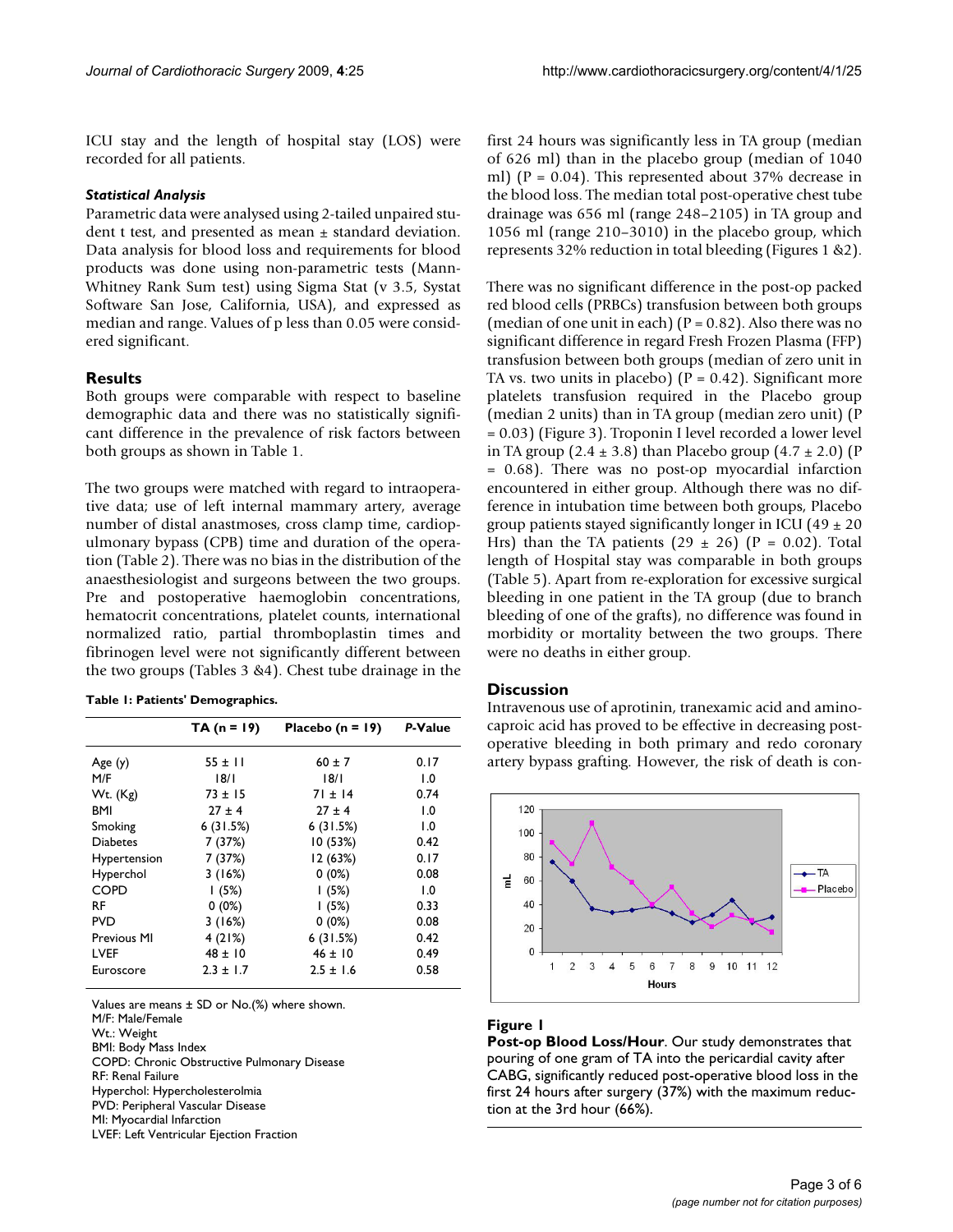ICU stay and the length of hospital stay (LOS) were recorded for all patients.

### *Statistical Analysis*

Parametric data were analysed using 2-tailed unpaired student t test, and presented as mean ± standard deviation. Data analysis for blood loss and requirements for blood products was done using non-parametric tests (Mann-Whitney Rank Sum test) using Sigma Stat (v 3.5, Systat Software San Jose, California, USA), and expressed as median and range. Values of p less than 0.05 were considered significant.

## Results

Both groups were comparable with respect to baseline demographic data and there was no statistically significant difference in the prevalence of risk factors between both groups as shown in Table 1.

The two groups were matched with regard to intraoperative data; use of left internal mammary artery, average number of distal anastmoses, cross clamp time, cardiopulmonary bypass (CPB) time and duration of the operation (Table 2). There was no bias in the distribution of the anaesthesiologist and surgeons between the two groups. Pre and postoperative haemoglobin concentrations, hematocrit concentrations, platelet counts, international normalized ratio, partial thromboplastin times and fibrinogen level were not significantly different between the two groups (Tables 3 &4). Chest tube drainage in the first 24 hours was significantly less in TA group (median of 626 ml) than in the placebo group (median of 1040 ml) (P = 0.04). This represented about 37% decrease in the blood loss. The median total post-operative chest tube drainage was 656 ml (range 248–2105) in TA group and 1056 ml (range 210–3010) in the placebo group, which represents 32% reduction in total bleeding (Figures 1 &2).

**Table 1: Patients' Demographics.**

| | TA (n = 19) | Placebo (n = 19) | *P*-Value |
|---|---|---|---|
| Age (y) | 55 ± 11 | 60 ± 7 | 0.17 |
| M/F | 18/1 | 18/1 | 1.0 |
| Wt. (Kg) | 73 ± 15 | 71 ± 14 | 0.74 |
| BMI | 27 ± 4 | 27 ± 4 | 1.0 |
| Smoking | 6 (31.5%) | 6 (31.5%) | 1.0 |
| Diabetes | 7 (37%) | 10 (53%) | 0.42 |
| Hypertension | 7 (37%) | 12 (63%) | 0.17 |
| Hyperchol | 3 (16%) | 0 (0%) | 0.08 |
| COPD | 1 (5%) | 1 (5%) | 1.0 |
| RF | 0 (0%) | 1 (5%) | 0.33 |
| PVD | 3 (16%) | 0 (0%) | 0.08 |
| Previous MI | 4 (21%) | 6 (31.5%) | 0.42 |
| LVEF | 48 ± 10 | 46 ± 10 | 0.49 |
| Euroscore | 2.3 ± 1.7 | 2.5 ± 1.6 | 0.58 |

Values are means ± SD or No.(%) where shown.
M/F: Male/Female
Wt.: Weight
BMI: Body Mass Index
COPD: Chronic Obstructive Pulmonary Disease
RF: Renal Failure
Hyperchol: Hypercholesterolmia
PVD: Peripheral Vascular Disease
MI: Myocardial Infarction
LVEF: Left Ventricular Ejection Fraction

There was no significant difference in the post-op packed red blood cells (PRBCs) transfusion between both groups (median of one unit in each) (P = 0.82). Also there was no significant difference in regard Fresh Frozen Plasma (FFP) transfusion between both groups (median of zero unit in TA vs. two units in placebo) (P = 0.42). Significant more platelets transfusion required in the Placebo group (median 2 units) than in TA group (median zero unit) (P = 0.03) (Figure 3). Troponin I level recorded a lower level in TA group (2.4 ± 3.8) than Placebo group (4.7 ± 2.0) (P = 0.68). There was no post-op myocardial infarction encountered in either group. Although there was no difference in intubation time between both groups, Placebo group patients stayed significantly longer in ICU (49 ± 20 Hrs) than the TA patients (29 ± 26) (P = 0.02). Total length of Hospital stay was comparable in both groups (Table 5). Apart from re-exploration for excessive surgical bleeding in one patient in the TA group (due to branch bleeding of one of the grafts), no difference was found in morbidity or mortality between the two groups. There were no deaths in either group.

## Discussion

Intravenous use of aprotinin, tranexamic acid and aminocaproic acid has proved to be effective in decreasing postoperative bleeding in both primary and redo coronary artery bypass grafting. However, the risk of death is con-

**Figure 1**

**Post-op Blood Loss/Hour**. Our study demonstrates that pouring of one gram of TA into the pericardial cavity after CABG, significantly reduced post-operative blood loss in the first 24 hours after surgery (37%) with the maximum reduction at the 3rd hour (66%).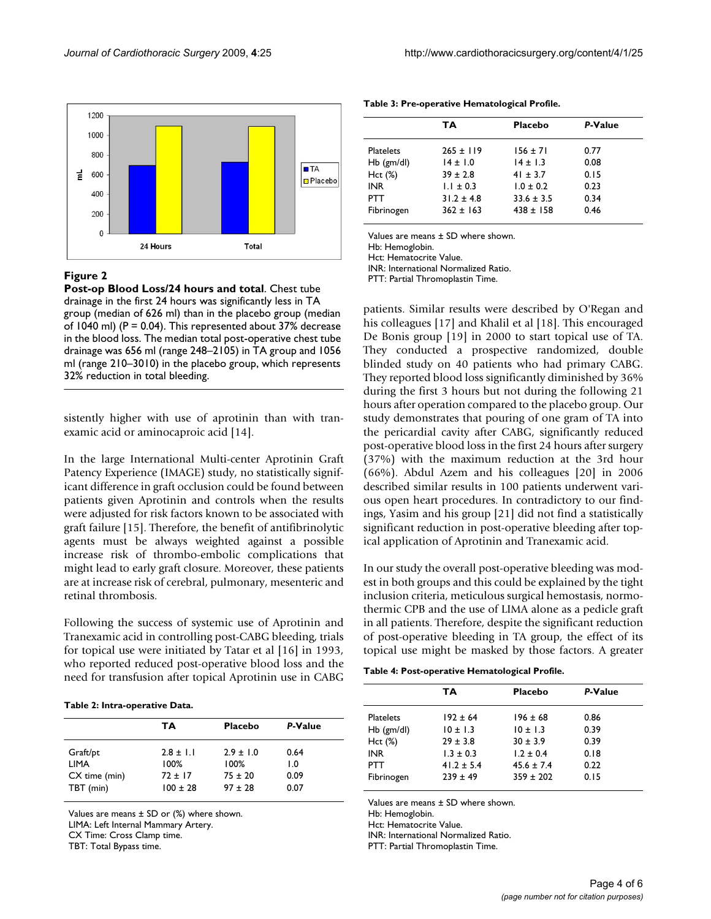**Figure 2**

**Post-op Blood Loss/24 hours and total**. Chest tube drainage in the first 24 hours was significantly less in TA group (median of 626 ml) than in the placebo group (median of 1040 ml) (P = 0.04). This represented about 37% decrease in the blood loss. The median total post-operative chest tube drainage was 656 ml (range 248–2105) in TA group and 1056 ml (range 210–3010) in the placebo group, which represents 32% reduction in total bleeding.

sistently higher with use of aprotinin than with tranexamic acid or aminocaproic acid [14].

In the large International Multi-center Aprotinin Graft Patency Experience (IMAGE) study, no statistically significant difference in graft occlusion could be found between patients given Aprotinin and controls when the results were adjusted for risk factors known to be associated with graft failure [15]. Therefore, the benefit of antifibrinolytic agents must be always weighted against a possible increase risk of thrombo-embolic complications that might lead to early graft closure. Moreover, these patients are at increase risk of cerebral, pulmonary, mesenteric and retinal thrombosis.

Following the success of systemic use of Aprotinin and Tranexamic acid in controlling post-CABG bleeding, trials for topical use were initiated by Tatar et al [16] in 1993, who reported reduced post-operative blood loss and the need for transfusion after topical Aprotinin use in CABG patients. Similar results were described by O'Regan and his colleagues [17] and Khalil et al [18]. This encouraged De Bonis group [19] in 2000 to start topical use of TA. They conducted a prospective randomized, double blinded study on 40 patients who had primary CABG. They reported blood loss significantly diminished by 36% during the first 3 hours but not during the following 21 hours after operation compared to the placebo group. Our study demonstrates that pouring of one gram of TA into the pericardial cavity after CABG, significantly reduced post-operative blood loss in the first 24 hours after surgery (37%) with the maximum reduction at the 3rd hour (66%). Abdul Azem and his colleagues [20] in 2006 described similar results in 100 patients underwent various open heart procedures. In contradictory to our findings, Yasim and his group [21] did not find a statistically significant reduction in post-operative bleeding after topical application of Aprotinin and Tranexamic acid.

In our study the overall post-operative bleeding was modest in both groups and this could be explained by the tight inclusion criteria, meticulous surgical hemostasis, normothermic CPB and the use of LIMA alone as a pedicle graft in all patients. Therefore, despite the significant reduction of post-operative bleeding in TA group, the effect of its topical use might be masked by those factors. A greater

**Table 2: Intra-operative Data.**

| | TA | Placebo | *P*-Value |
|---|---|---|---|
| Graft/pt | 2.8 ± 1.1 | 2.9 ± 1.0 | 0.64 |
| LIMA | 100% | 100% | 1.0 |
| CX time (min) | 72 ± 17 | 75 ± 20 | 0.09 |
| TBT (min) | 100 ± 28 | 97 ± 28 | 0.07 |

Values are means ± SD or (%) where shown.
LIMA: Left Internal Mammary Artery.
CX Time: Cross Clamp time.
TBT: Total Bypass time.

**Table 3: Pre-operative Hematological Profile.**

| | TA | Placebo | *P*-Value |
|---|---|---|---|
| Platelets | 265 ± 119 | 156 ± 71 | 0.77 |
| Hb (gm/dl) | 14 ± 1.0 | 14 ± 1.3 | 0.08 |
| Hct (%) | 39 ± 2.8 | 41 ± 3.7 | 0.15 |
| INR | 1.1 ± 0.3 | 1.0 ± 0.2 | 0.23 |
| PTT | 31.2 ± 4.8 | 33.6 ± 3.5 | 0.34 |
| Fibrinogen | 362 ± 163 | 438 ± 158 | 0.46 |

Values are means ± SD where shown.
Hb: Hemoglobin.
Hct: Hematocrite Value.
INR: International Normalized Ratio.
PTT: Partial Thromoplastin Time.

**Table 4: Post-operative Hematological Profile.**

| | TA | Placebo | *P*-Value |
|---|---|---|---|
| Platelets | 192 ± 64 | 196 ± 68 | 0.86 |
| Hb (gm/dl) | 10 ± 1.3 | 10 ± 1.3 | 0.39 |
| Hct (%) | 29 ± 3.8 | 30 ± 3.9 | 0.39 |
| INR | 1.3 ± 0.3 | 1.2 ± 0.4 | 0.18 |
| PTT | 41.2 ± 5.4 | 45.6 ± 7.4 | 0.22 |
| Fibrinogen | 239 ± 49 | 359 ± 202 | 0.15 |

Values are means ± SD where shown.
Hb: Hemoglobin.
Hct: Hematocrite Value.
INR: International Normalized Ratio.
PTT: Partial Thromoplastin Time.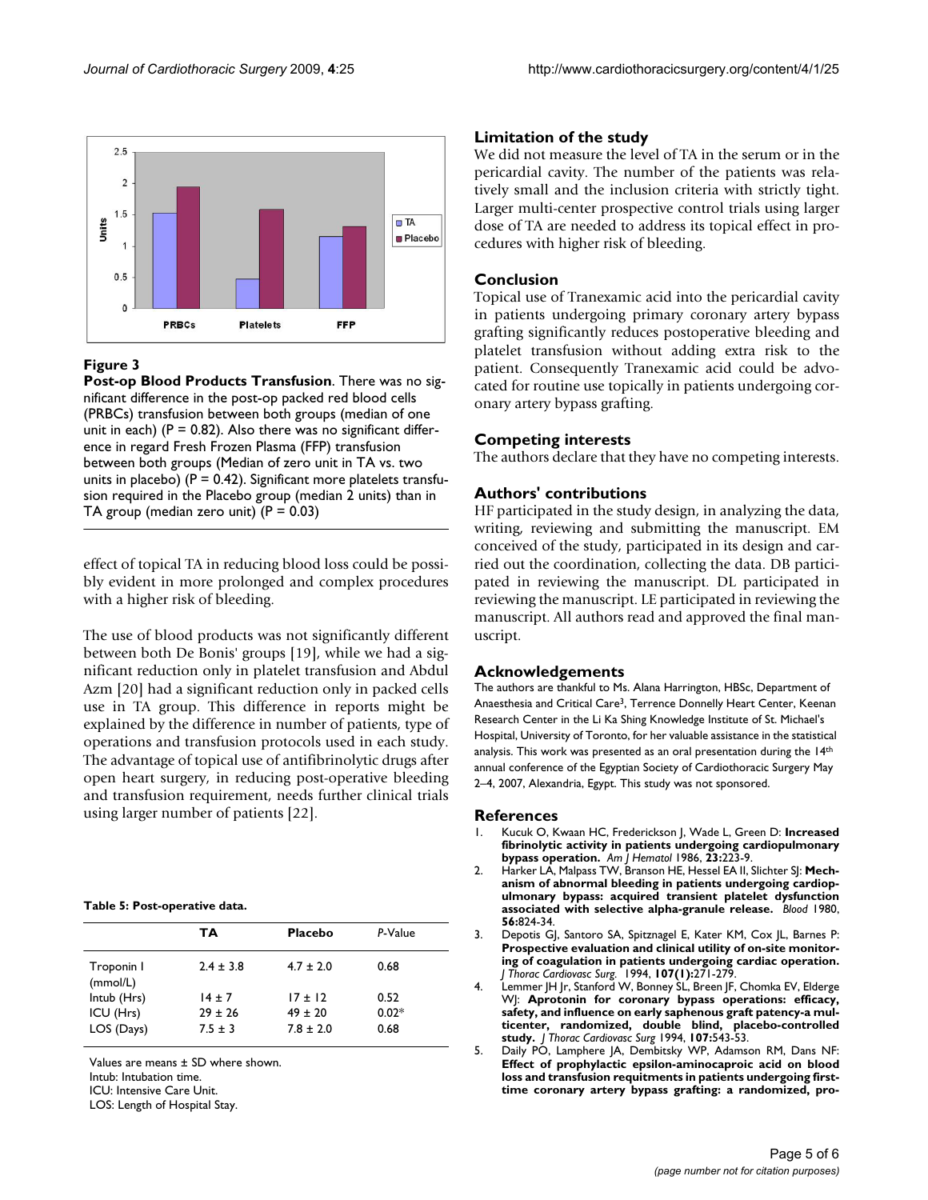**Figure 3**

**Post-op Blood Products Transfusion**. There was no significant difference in the post-op packed red blood cells (PRBCs) transfusion between both groups (median of one unit in each) (P = 0.82). Also there was no significant difference in regard Fresh Frozen Plasma (FFP) transfusion between both groups (Median of zero unit in TA vs. two units in placebo) (P = 0.42). Significant more platelets transfusion required in the Placebo group (median 2 units) than in TA group (median zero unit) (P = 0.03)

effect of topical TA in reducing blood loss could be possibly evident in more prolonged and complex procedures with a higher risk of bleeding.

The use of blood products was not significantly different between both De Bonis' groups [19], while we had a significant reduction only in platelet transfusion and Abdul Azm [20] had a significant reduction only in packed cells use in TA group. This difference in reports might be explained by the difference in number of patients, type of operations and transfusion protocols used in each study. The advantage of topical use of antifibrinolytic drugs after open heart surgery, in reducing post-operative bleeding and transfusion requirement, needs further clinical trials using larger number of patients [22].

**Table 5: Post-operative data.**

| | TA | Placebo | *P*-Value |
|---|---|---|---|
| Troponin I (mmol/L) | 2.4 ± 3.8 | 4.7 ± 2.0 | 0.68 |
| Intub (Hrs) | 14 ± 7 | 17 ± 12 | 0.52 |
| ICU (Hrs) | 29 ± 26 | 49 ± 20 | 0.02* |
| LOS (Days) | 7.5 ± 3 | 7.8 ± 2.0 | 0.68 |

Values are means ± SD where shown.
Intub: Intubation time.
ICU: Intensive Care Unit.
LOS: Length of Hospital Stay.

## Limitation of the study

We did not measure the level of TA in the serum or in the pericardial cavity. The number of the patients was relatively small and the inclusion criteria with strictly tight. Larger multi-center prospective control trials using larger dose of TA are needed to address its topical effect in procedures with higher risk of bleeding.

## Conclusion

Topical use of Tranexamic acid into the pericardial cavity in patients undergoing primary coronary artery bypass grafting significantly reduces postoperative bleeding and platelet transfusion without adding extra risk to the patient. Consequently Tranexamic acid could be advocated for routine use topically in patients undergoing coronary artery bypass grafting.

## Competing interests

The authors declare that they have no competing interests.

## Authors' contributions

HF participated in the study design, in analyzing the data, writing, reviewing and submitting the manuscript. EM conceived of the study, participated in its design and carried out the coordination, collecting the data. DB participated in reviewing the manuscript. DL participated in reviewing the manuscript. LE participated in reviewing the manuscript. All authors read and approved the final manuscript.

## Acknowledgements

The authors are thankful to Ms. Alana Harrington, HBSc, Department of Anaesthesia and Critical Care[3], Terrence Donnelly Heart Center, Keenan Research Center in the Li Ka Shing Knowledge Institute of St. Michael's Hospital, University of Toronto, for her valuable assistance in the statistical analysis. This work was presented as an oral presentation during the 14th annual conference of the Egyptian Society of Cardiothoracic Surgery May 2–4, 2007, Alexandria, Egypt. This study was not sponsored.

## References

1. Kucuk O, Kwaan HC, Frederickson J, Wade L, Green D: **Increased fibrinolytic activity in patients undergoing cardiopulmonary bypass operation.** *Am J Hematol* 1986, **23:**223-9.
2. Harker LA, Malpass TW, Branson HE, Hessel EA II, Slichter SJ: **Mechanism of abnormal bleeding in patients undergoing cardiopulmonary bypass: acquired transient platelet dysfunction associated with selective alpha-granule release.** *Blood* 1980, **56:**824-34.
3. Depotis GJ, Santoro SA, Spitznagel E, Kater KM, Cox JL, Barnes P: **Prospective evaluation and clinical utility of on-site monitoring of coagulation in patients undergoing cardiac operation.** *J Thorac Cardiovasc Surg.* 1994, **107(1):**271-279.
4. Lemmer JH Jr, Stanford W, Bonney SL, Breen JF, Chomka EV, Elderge WJ: **Aprotonin for coronary bypass operations: efficacy, safety, and influence on early saphenous graft patency-a multicenter, randomized, double blind, placebo-controlled study.** *J Thorac Cardiovasc Surg* 1994, **107:**543-53.
5. Daily PO, Lamphere JA, Dembitsky WP, Adamson RM, Dans NF: **Effect of prophylactic epsilon-aminocaproic acid on blood loss and transfusion requirements in patients undergoing first-time coronary artery bypass grafting: a randomized, pro-**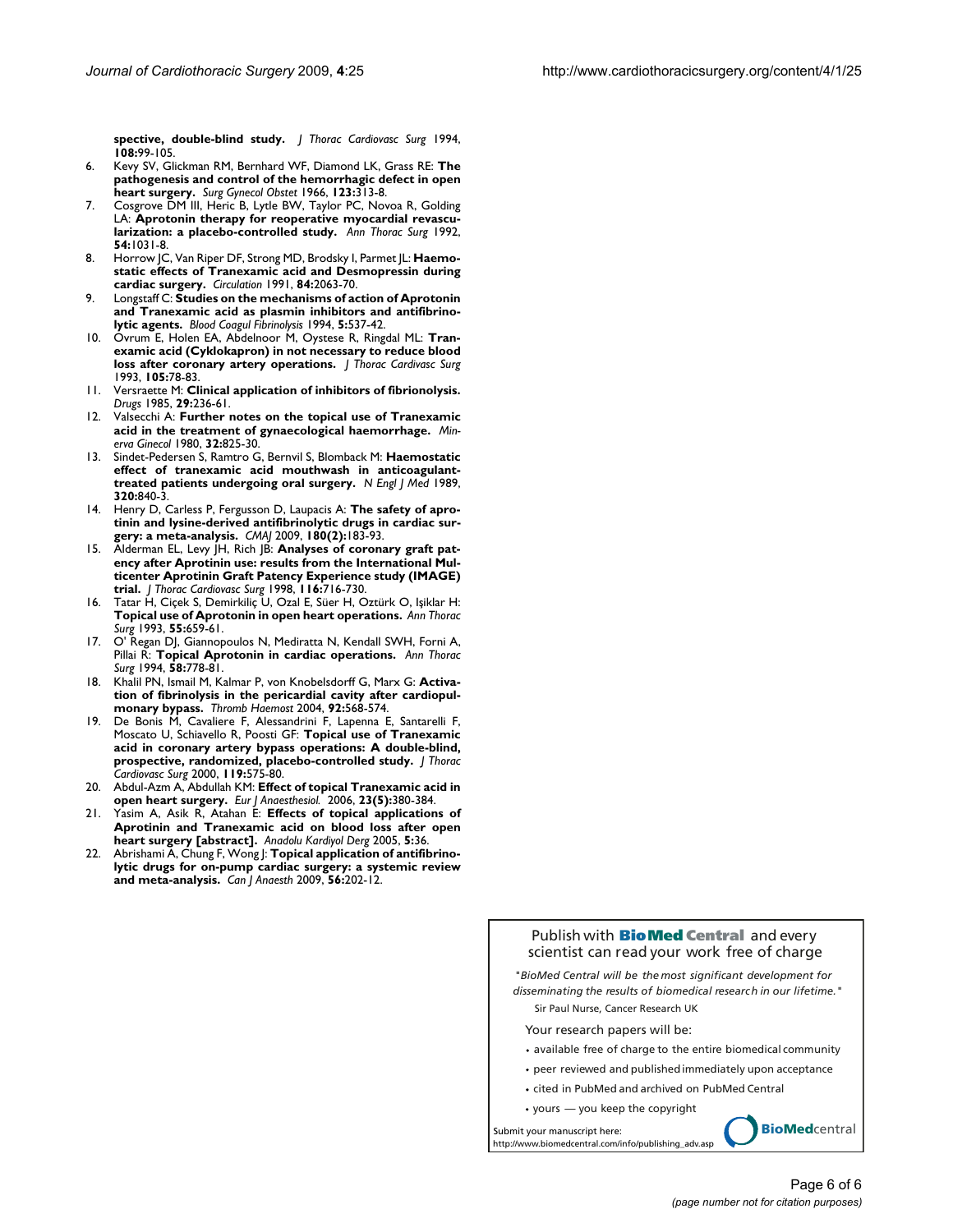spective, double-blind study. *J Thorac Cardiovasc Surg* 1994, **108:**99-105.

6. Kevy SV, Glickman RM, Bernhard WF, Diamond LK, Grass RE: **The pathogenesis and control of the hemorrhagic defect in open heart surgery.** *Surg Gynecol Obstet* 1966, **123:**313-8.
7. Cosgrove DM III, Heric B, Lytle BW, Taylor PC, Novoa R, Golding LA: **Aprotonin therapy for reoperative myocardial revascularization: a placebo-controlled study.** *Ann Thorac Surg* 1992, **54:**1031-8.
8. Horrow JC, Van Riper DF, Strong MD, Brodsky I, Parmet JL: **Haemostatic effects of Tranexamic acid and Desmopressin during cardiac surgery.** *Circulation* 1991, **84:**2063-70.
9. Longstaff C: **Studies on the mechanisms of action of Aprotonin and Tranexamic acid as plasmin inhibitors and antifibrinolytic agents.** *Blood Coagul Fibrinolysis* 1994, **5:**537-42.
10. Ovrum E, Holen EA, Abdelnoor M, Oystese R, Ringdal ML: **Tranexamic acid (Cyklokapron) in not necessary to reduce blood loss after coronary artery operations.** *J Thorac Cardivasc Surg* 1993, **105:**78-83.
11. Versraette M: **Clinical application of inhibitors of fibrionolysis.** *Drugs* 1985, **29:**236-61.
12. Valsecchi A: **Further notes on the topical use of Tranexamic acid in the treatment of gynaecological haemorrhage.** *Minerva Ginecol* 1980, **32:**825-30.
13. Sindet-Pedersen S, Ramtro G, Bernvil S, Blomback M: **Haemostatic effect of tranexamic acid mouthwash in anticoagulant-treated patients undergoing oral surgery.** *N Engl J Med* 1989, **320:**840-3.
14. Henry D, Carless P, Fergusson D, Laupacis A: **The safety of aprotinin and lysine-derived antifibrinolytic drugs in cardiac surgery: a meta-analysis.** *CMAJ* 2009, **180(2):**183-93.
15. Alderman EL, Levy JH, Rich JB: **Analyses of coronary graft patency after Aprotinin use: results from the International Multicenter Aprotinin Graft Patency Experience study (IMAGE) trial.** *J Thorac Cardiovasc Surg* 1998, **116:**716-730.
16. Tatar H, Çiçek S, Demirkiliç U, Ozal E, Süer H, Oztürk O, Işiklar H: **Topical use of Aprotonin in open heart operations.** *Ann Thorac Surg* 1993, **55:**659-61.
17. O' Regan DJ, Giannopoulos N, Mediratta N, Kendall SWH, Forni A, Pillai R: **Topical Aprotonin in cardiac operations.** *Ann Thorac Surg* 1994, **58:**778-81.
18. Khalil PN, Ismail M, Kalmar P, von Knobelsdorff G, Marx G: **Activation of fibrinolysis in the pericardial cavity after cardiopulmonary bypass.** *Thromb Haemost* 2004, **92:**568-574.
19. De Bonis M, Cavaliere F, Alessandrini F, Lapenna E, Santarelli F, Moscato U, Schiavello R, Poosti GF: **Topical use of Tranexamic acid in coronary artery bypass operations: A double-blind, prospective, randomized, placebo-controlled study.** *J Thorac Cardiovasc Surg* 2000, **119:**575-80.
20. Abdul-Azm A, Abdullah KM: **Effect of topical Tranexamic acid in open heart surgery.** *Eur J Anaesthesiol.* 2006, **23(5):**380-384.
21. Yasim A, Asik R, Atahan E: **Effects of topical applications of Aprotinin and Tranexamic acid on blood loss after open heart surgery [abstract].** *Anadolu Kardiyol Derg* 2005, **5:**36.
22. Abrishami A, Chung F, Wong J: **Topical application of antifibrinolytic drugs for on-pump cardiac surgery: a systemic review and meta-analysis.** *Can J Anaesth* 2009, **56:**202-12.

Publish with **BioMed Central** and every scientist can read your work free of charge

*"BioMed Central will be the most significant development for disseminating the results of biomedical research in our lifetime."*

Sir Paul Nurse, Cancer Research UK

Your research papers will be:

- available free of charge to the entire biomedical community
- peer reviewed and published immediately upon acceptance
- cited in PubMed and archived on PubMed Central
- yours — you keep the copyright

Submit your manuscript here:
http://www.biomedcentral.com/info/publishing_adv.asp

**BioMed**central